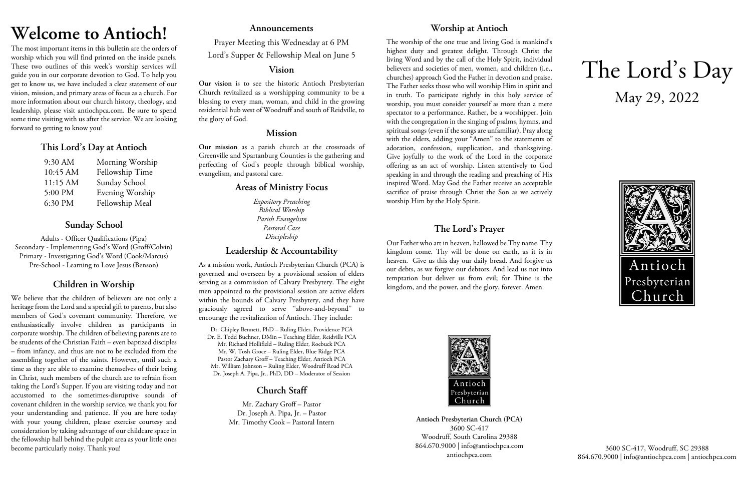# Welcome to Antioch!

The most important items in this bulletin are the orders of worship which you will find printed on the inside panels. These two outlines of this week's worship services will guide you in our corporate devotion to God. To help you get to know us, we have included a clear statement of our vision, mission, and primary areas of focus as a church. For more information about our church history, theology, and leadership, please visit antiochpca.com. Be sure to spend some time visiting with us after the service. We are looking forward to getting to know you!

## This Lord's Day at Antioch

| | |
|---|---|
| 9:30 AM | Morning Worship |
| 10:45 AM | Fellowship Time |
| 11:15 AM | Sunday School |
| 5:00 PM | Evening Worship |
| 6:30 PM | Fellowship Meal |

## Sunday School

Adults - Officer Qualifications (Pipa)
Secondary - Implementing God's Word (Groff/Colvin)
Primary - Investigating God's Word (Cook/Marcus)
Pre-School - Learning to Love Jesus (Benson)

## Children in Worship

We believe that the children of believers are not only a heritage from the Lord and a special gift to parents, but also members of God's covenant community. Therefore, we enthusiastically involve children as participants in corporate worship. The children of believing parents are to be students of the Christian Faith – even baptized disciples – from infancy, and thus are not to be excluded from the assembling together of the saints. However, until such a time as they are able to examine themselves of their being in Christ, such members of the church are to refrain from taking the Lord's Supper. If you are visiting today and not accustomed to the sometimes-disruptive sounds of covenant children in the worship service, we thank you for your understanding and patience. If you are here today with your young children, please exercise courtesy and consideration by taking advantage of our childcare space in the fellowship hall behind the pulpit area as your little ones become particularly noisy. Thank you!

## Announcements

Prayer Meeting this Wednesday at 6 PM
Lord's Supper & Fellowship Meal on June 5

## Vision

**Our vision** is to see the historic Antioch Presbyterian Church revitalized as a worshipping community to be a blessing to every man, woman, and child in the growing residential hub west of Woodruff and south of Reidville, to the glory of God.

## Mission

**Our mission** as a parish church at the crossroads of Greenville and Spartanburg Counties is the gathering and perfecting of God's people through biblical worship, evangelism, and pastoral care.

## Areas of Ministry Focus

*Expository Preaching*
*Biblical Worship*
*Parish Evangelism*
*Pastoral Care*
*Discipleship*

## Leadership & Accountability

As a mission work, Antioch Presbyterian Church (PCA) is governed and overseen by a provisional session of elders serving as a commission of Calvary Presbytery. The eight men appointed to the provisional session are active elders within the bounds of Calvary Presbytery, and they have graciously agreed to serve "above-and-beyond" to encourage the revitalization of Antioch. They include:

Dr. Chipley Bennett, PhD – Ruling Elder, Providence PCA
Dr. E. Todd Buchner, DMin – Teaching Elder, Reidville PCA
Mr. Richard Hollifield – Ruling Elder, Roebuck PCA
Mr. W. Tosh Groce – Ruling Elder, Blue Ridge PCA
Pastor Zachary Groff – Teaching Elder, Antioch PCA
Mr. William Johnson – Ruling Elder, Woodruff Road PCA
Dr. Joseph A. Pipa, Jr., PhD, DD – Moderator of Session

## Church Staff

Mr. Zachary Groff – Pastor
Dr. Joseph A. Pipa, Jr. – Pastor
Mr. Timothy Cook – Pastoral Intern

## Worship at Antioch

The worship of the one true and living God is mankind's highest duty and greatest delight. Through Christ the living Word and by the call of the Holy Spirit, individual believers and societies of men, women, and children (i.e., churches) approach God the Father in devotion and praise. The Father seeks those who will worship Him in spirit and in truth. To participate rightly in this holy service of worship, you must consider yourself as more than a mere spectator to a performance. Rather, be a worshipper. Join with the congregation in the singing of psalms, hymns, and spiritual songs (even if the songs are unfamiliar). Pray along with the elders, adding your "Amen" to the statements of adoration, confession, supplication, and thanksgiving. Give joyfully to the work of the Lord in the corporate offering as an act of worship. Listen attentively to God speaking in and through the reading and preaching of His inspired Word. May God the Father receive an acceptable sacrifice of praise through Christ the Son as we actively worship Him by the Holy Spirit.

## The Lord's Prayer

Our Father who art in heaven, hallowed be Thy name. Thy kingdom come. Thy will be done on earth, as it is in heaven. Give us this day our daily bread. And forgive us our debts, as we forgive our debtors. And lead us not into temptation but deliver us from evil; for Thine is the kingdom, and the power, and the glory, forever. Amen.

Antioch Presbyterian Church

**Antioch Presbyterian Church (PCA)**
3600 SC-417
Woodruff, South Carolina 29388
864.670.9000 | info@antiochpca.com
antiochpca.com

# The Lord's Day

May 29, 2022

Antioch Presbyterian Church

3600 SC-417, Woodruff, SC 29388
864.670.9000 | info@antiochpca.com | antiochpca.com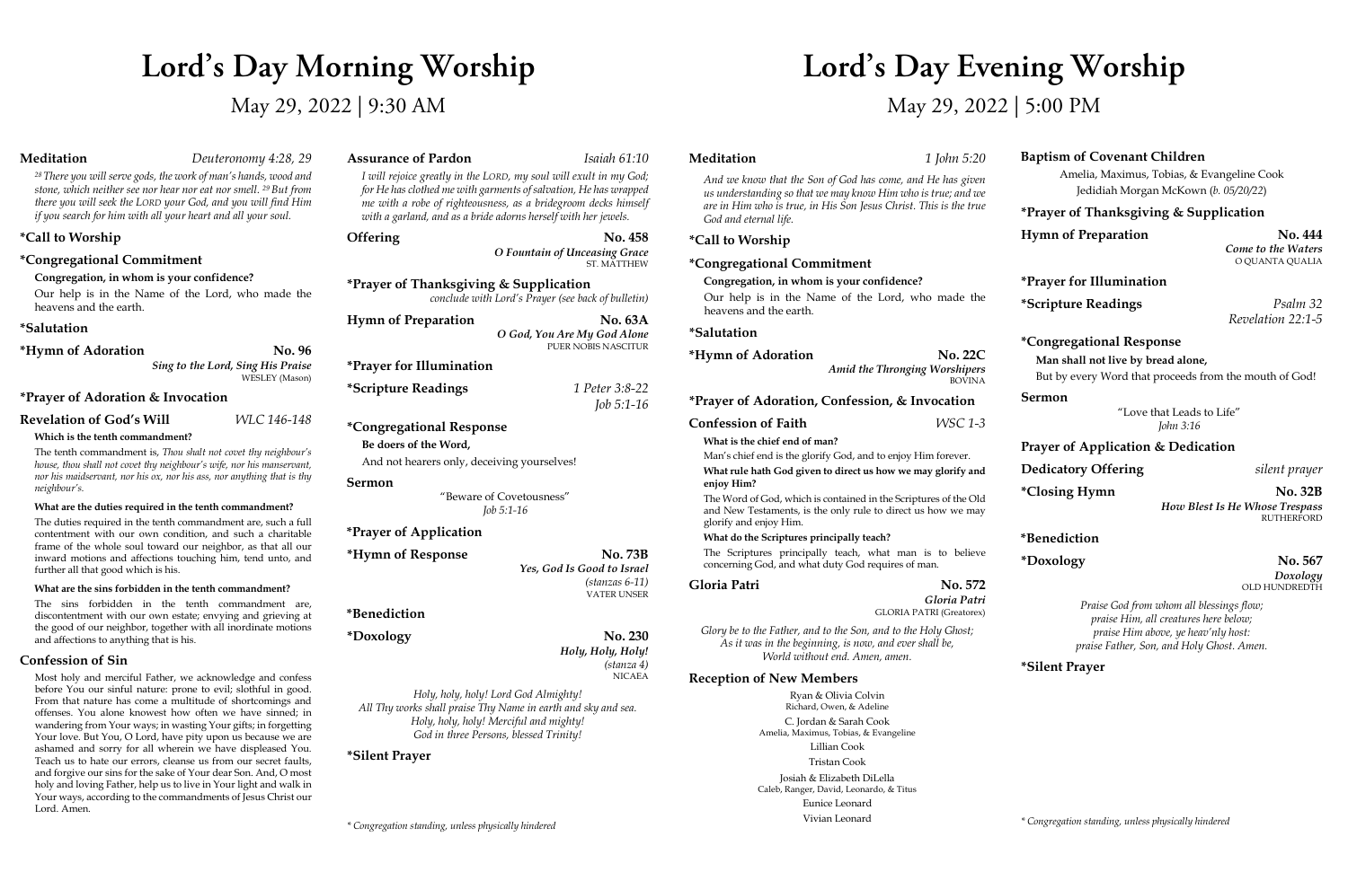# Lord's Day Morning Worship

May 29, 2022 | 9:30 AM

**Meditation** *Deuteronomy 4:28, 29*

*[28] There you will serve gods, the work of man's hands, wood and stone, which neither see nor hear nor eat nor smell. [29] But from there you will seek the LORD your God, and you will find Him if you search for him with all your heart and all your soul.*

**\*Call to Worship**

**\*Congregational Commitment**

**Congregation, in whom is your confidence?**

Our help is in the Name of the Lord, who made the heavens and the earth.

**\*Salutation**

**\*Hymn of Adoration** **No. 96**
*Sing to the Lord, Sing His Praise*
WESLEY (Mason)

**\*Prayer of Adoration & Invocation**

**Revelation of God's Will** *WLC 146-148*

**Which is the tenth commandment?**

The tenth commandment is, *Thou shalt not covet thy neighbour's house, thou shalt not covet thy neighbour's wife, nor his manservant, nor his maidservant, nor his ox, nor his ass, nor anything that is thy neighbour's.*

**What are the duties required in the tenth commandment?**

The duties required in the tenth commandment are, such a full contentment with our own condition, and such a charitable frame of the whole soul toward our neighbor, as that all our inward motions and affections touching him, tend unto, and further all that good which is his.

**What are the sins forbidden in the tenth commandment?**

The sins forbidden in the tenth commandment are, discontentment with our own estate; envying and grieving at the good of our neighbor, together with all inordinate motions and affections to anything that is his.

**Confession of Sin**

Most holy and merciful Father, we acknowledge and confess before You our sinful nature: prone to evil; slothful in good. From that nature has come a multitude of shortcomings and offenses. You alone knowest how often we have sinned; in wandering from Your ways; in wasting Your gifts; in forgetting Your love. But You, O Lord, have pity upon us because we are ashamed and sorry for all wherein we have displeased You. Teach us to hate our errors, cleanse us from our secret faults, and forgive our sins for the sake of Your dear Son. And, O most holy and loving Father, help us to live in Your light and walk in Your ways, according to the commandments of Jesus Christ our Lord. Amen.

**Assurance of Pardon** *Isaiah 61:10*

*I will rejoice greatly in the LORD, my soul will exult in my God; for He has clothed me with garments of salvation, He has wrapped me with a robe of righteousness, as a bridegroom decks himself with a garland, and as a bride adorns herself with her jewels.*

**Offering** **No. 458**
*O Fountain of Unceasing Grace*
ST. MATTHEW

**\*Prayer of Thanksgiving & Supplication**
*conclude with Lord's Prayer (see back of bulletin)*

**Hymn of Preparation** **No. 63A**
*O God, You Are My God Alone*
PUER NOBIS NASCITUR

**\*Prayer for Illumination**

**\*Scripture Readings** *1 Peter 3:8-22*
*Job 5:1-16*

**\*Congregational Response**

**Be doers of the Word,**

And not hearers only, deceiving yourselves!

**Sermon**

"Beware of Covetousness"
*Job 5:1-16*

**\*Prayer of Application**

**\*Hymn of Response** **No. 73B**
*Yes, God Is Good to Israel*
*(stanzas 6-11)*
VATER UNSER

**\*Benediction**

**\*Doxology** **No. 230**
*Holy, Holy, Holy!*
*(stanza 4)*
NICAEA

*Holy, holy, holy! Lord God Almighty!*
*All Thy works shall praise Thy Name in earth and sky and sea.*
*Holy, holy, holy! Merciful and mighty!*
*God in three Persons, blessed Trinity!*

**\*Silent Prayer**

*\* Congregation standing, unless physically hindered*

# Lord's Day Evening Worship

May 29, 2022 | 5:00 PM

**Meditation** *1 John 5:20*

*And we know that the Son of God has come, and He has given us understanding so that we may know Him who is true; and we are in Him who is true, in His Son Jesus Christ. This is the true God and eternal life.*

**\*Call to Worship**

**\*Congregational Commitment**

**Congregation, in whom is your confidence?**

Our help is in the Name of the Lord, who made the heavens and the earth.

**\*Salutation**

**\*Hymn of Adoration** **No. 22C**
*Amid the Thronging Worshipers*
BOVINA

**\*Prayer of Adoration, Confession, & Invocation**

**Confession of Faith** *WSC 1-3*

**What is the chief end of man?**

Man's chief end is the glorify God, and to enjoy Him forever.

**What rule hath God given to direct us how we may glorify and enjoy Him?**

The Word of God, which is contained in the Scriptures of the Old and New Testaments, is the only rule to direct us how we may glorify and enjoy Him.

**What do the Scriptures principally teach?**

The Scriptures principally teach, what man is to believe concerning God, and what duty God requires of man.

**Gloria Patri** **No. 572**
*Gloria Patri*
GLORIA PATRI (Greatorex)

*Glory be to the Father, and to the Son, and to the Holy Ghost;*
*As it was in the beginning, is now, and ever shall be,*
*World without end. Amen, amen.*

**Reception of New Members**

Ryan & Olivia Colvin
Richard, Owen, & Adeline

C. Jordan & Sarah Cook
Amelia, Maximus, Tobias, & Evangeline

Lillian Cook

Tristan Cook

Josiah & Elizabeth DiLella
Caleb, Ranger, David, Leonardo, & Titus

Eunice Leonard

Vivian Leonard

**Baptism of Covenant Children**

Amelia, Maximus, Tobias, & Evangeline Cook
Jedidiah Morgan McKown (*b. 05/20/22*)

**\*Prayer of Thanksgiving & Supplication**

**Hymn of Preparation** **No. 444**
*Come to the Waters*
O QUANTA QUALIA

**\*Prayer for Illumination**

**\*Scripture Readings** *Psalm 32*
*Revelation 22:1-5*

**\*Congregational Response**

**Man shall not live by bread alone,**

But by every Word that proceeds from the mouth of God!

**Sermon**

"Love that Leads to Life"
*John 3:16*

**Prayer of Application & Dedication**

**Dedicatory Offering** *silent prayer*

**\*Closing Hymn** **No. 32B**
*How Blest Is He Whose Trespass*
RUTHERFORD

**\*Benediction**

**\*Doxology** **No. 567**
*Doxology*
OLD HUNDREDTH

*Praise God from whom all blessings flow;*
*praise Him, all creatures here below;*
*praise Him above, ye heav'nly host:*
*praise Father, Son, and Holy Ghost. Amen.*

**\*Silent Prayer**

*\* Congregation standing, unless physically hindered*